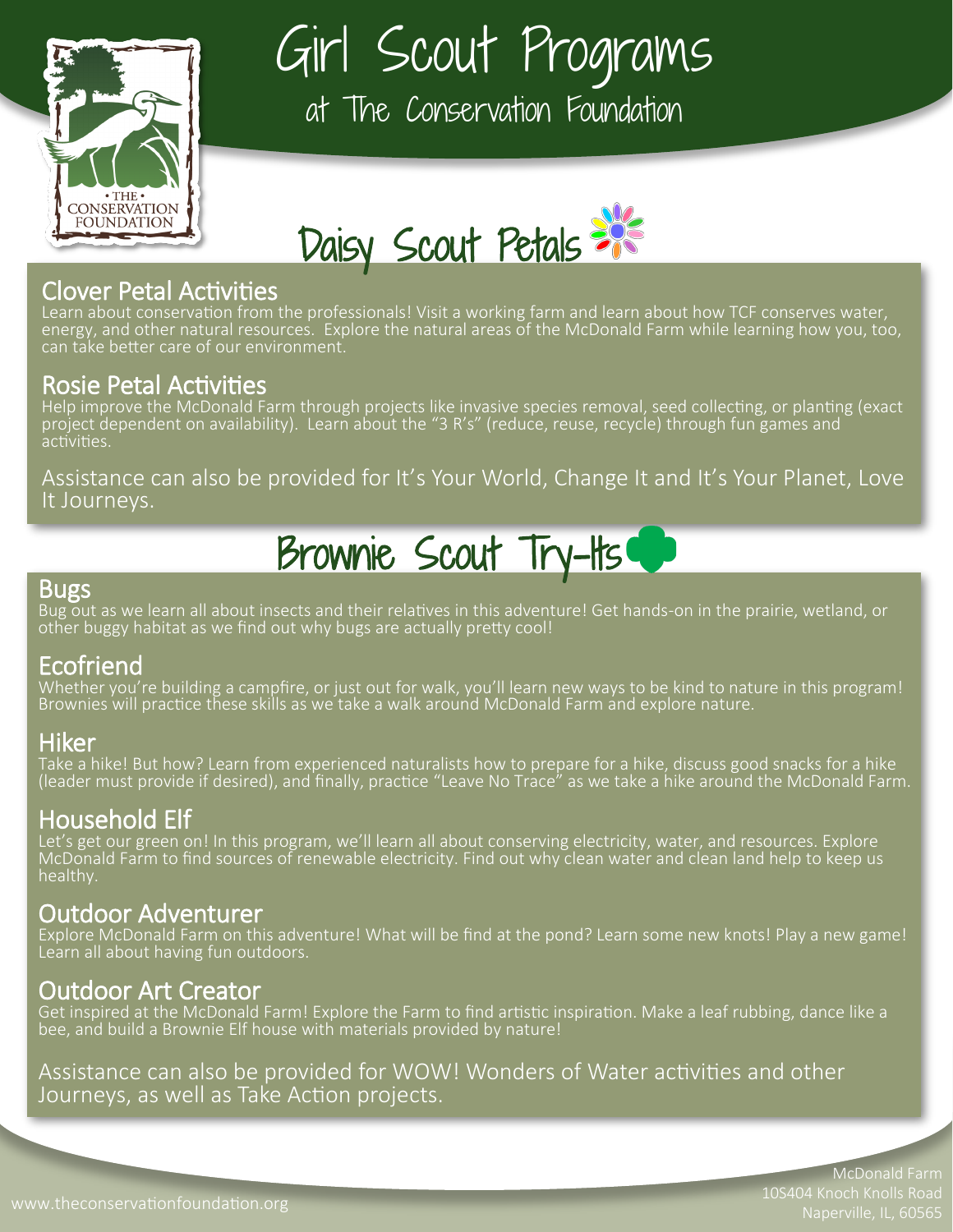# Girl Scout Programs

## at The Conservation Foundation

## Daisy Scout Petals

### Clover Petal Activities

Learn about conservation from the professionals! Visit a working farm and learn about how TCF conserves water, energy, and other natural resources. Explore the natural areas of the McDonald Farm while learning how you, too, can take better care of our environment.

### Rosie Petal Activities

Help improve the McDonald Farm through projects like invasive species removal, seed collecting, or planting (exact project dependent on availability). Learn about the "3 R's" (reduce, reuse, recycle) through fun games and activities.

Assistance can also be provided for It's Your World, Change It and It's Your Planet, Love It Journeys.

## Brownie Scout Try-Its

### Bugs

Bug out as we learn all about insects and their relatives in this adventure! Get hands-on in the prairie, wetland, or other buggy habitat as we find out why bugs are actually pretty cool!

### Ecofriend

Whether you're building a campfire, or just out for walk, you'll learn new ways to be kind to nature in this program! Brownies will practice these skills as we take a walk around McDonald Farm and explore nature.

### Hiker

Take a hike! But how? Learn from experienced naturalists how to prepare for a hike, discuss good snacks for a hike (leader must provide if desired), and finally, practice "Leave No Trace" as we take a hike around the McDonald Farm.

### Household Elf

Let's get our green on! In this program, we'll learn all about conserving electricity, water, and resources. Explore McDonald Farm to find sources of renewable electricity. Find out why clean water and clean land help to keep us healthy.

### Outdoor Adventurer

Explore McDonald Farm on this adventure! What will be find at the pond? Learn some new knots! Play a new game! Learn all about having fun outdoors.

### Outdoor Art Creator

Get inspired at the McDonald Farm! Explore the Farm to find artistic inspiration. Make a leaf rubbing, dance like a bee, and build a Brownie Elf house with materials provided by nature!

Assistance can also be provided for WOW! Wonders of Water activities and other Journeys, as well as Take Action projects.

www.theconservationfoundation.org

McDonald Farm
10S404 Knoch Knolls Road
Naperville, IL, 60565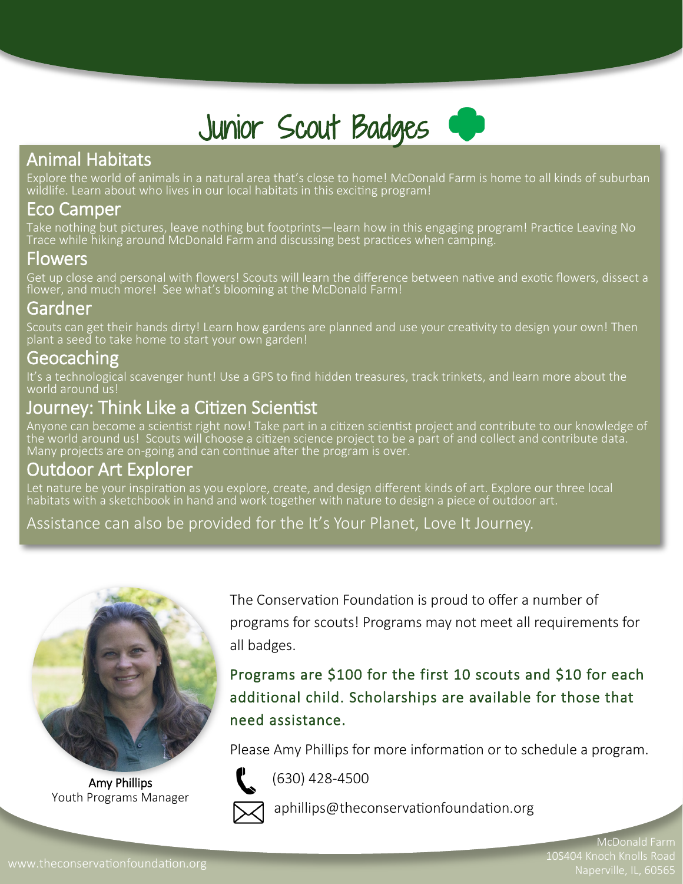# Junior Scout Badges

## Animal Habitats

Explore the world of animals in a natural area that's close to home! McDonald Farm is home to all kinds of suburban wildlife. Learn about who lives in our local habitats in this exciting program!

## Eco Camper

Take nothing but pictures, leave nothing but footprints—learn how in this engaging program! Practice Leaving No Trace while hiking around McDonald Farm and discussing best practices when camping.

## Flowers

Get up close and personal with flowers! Scouts will learn the difference between native and exotic flowers, dissect a flower, and much more! See what's blooming at the McDonald Farm!

## Gardner

Scouts can get their hands dirty! Learn how gardens are planned and use your creativity to design your own! Then plant a seed to take home to start your own garden!

## Geocaching

It's a technological scavenger hunt! Use a GPS to find hidden treasures, track trinkets, and learn more about the world around us!

## Journey: Think Like a Citizen Scientist

Anyone can become a scientist right now! Take part in a citizen scientist project and contribute to our knowledge of the world around us! Scouts will choose a citizen science project to be a part of and collect and contribute data. Many projects are on-going and can continue after the program is over.

## Outdoor Art Explorer

Let nature be your inspiration as you explore, create, and design different kinds of art. Explore our three local habitats with a sketchbook in hand and work together with nature to design a piece of outdoor art.

Assistance can also be provided for the It's Your Planet, Love It Journey.

Amy Phillips
Youth Programs Manager

The Conservation Foundation is proud to offer a number of programs for scouts! Programs may not meet all requirements for all badges.

Programs are $100 for the first 10 scouts and $10 for each additional child. Scholarships are available for those that need assistance.

Please Amy Phillips for more information or to schedule a program.

(630) 428-4500

aphillips@theconservationfoundation.org

www.theconservationfoundation.org

McDonald Farm
10S404 Knoch Knolls Road
Naperville, IL, 60565